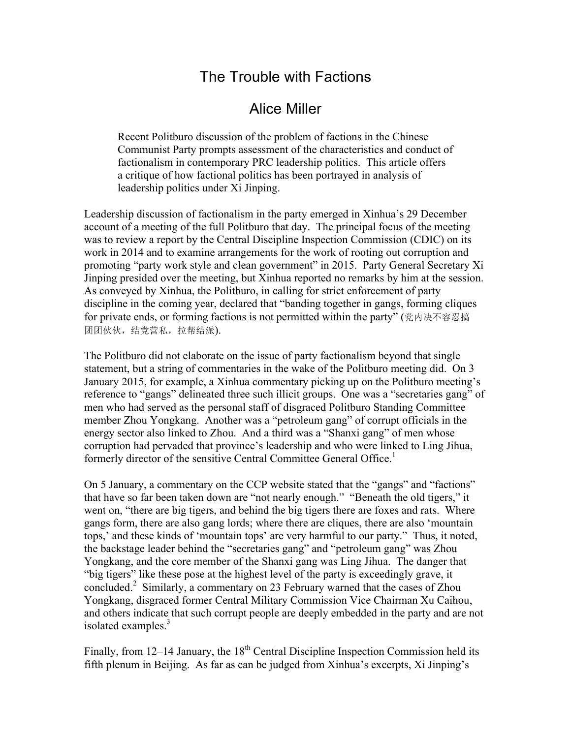# The Trouble with Factions

## Alice Miller

Recent Politburo discussion of the problem of factions in the Chinese Communist Party prompts assessment of the characteristics and conduct of factionalism in contemporary PRC leadership politics. This article offers a critique of how factional politics has been portrayed in analysis of leadership politics under Xi Jinping.

Leadership discussion of factionalism in the party emerged in Xinhua's 29 December account of a meeting of the full Politburo that day. The principal focus of the meeting was to review a report by the Central Discipline Inspection Commission (CDIC) on its work in 2014 and to examine arrangements for the work of rooting out corruption and promoting "party work style and clean government" in 2015. Party General Secretary Xi Jinping presided over the meeting, but Xinhua reported no remarks by him at the session. As conveyed by Xinhua, the Politburo, in calling for strict enforcement of party discipline in the coming year, declared that "banding together in gangs, forming cliques for private ends, or forming factions is not permitted within the party" (党内决不容忍搞团团伙伙，结党营私，拉帮结派).

The Politburo did not elaborate on the issue of party factionalism beyond that single statement, but a string of commentaries in the wake of the Politburo meeting did. On 3 January 2015, for example, a Xinhua commentary picking up on the Politburo meeting's reference to "gangs" delineated three such illicit groups. One was a "secretaries gang" of men who had served as the personal staff of disgraced Politburo Standing Committee member Zhou Yongkang. Another was a "petroleum gang" of corrupt officials in the energy sector also linked to Zhou. And a third was a "Shanxi gang" of men whose corruption had pervaded that province's leadership and who were linked to Ling Jihua, formerly director of the sensitive Central Committee General Office.[1]

On 5 January, a commentary on the CCP website stated that the "gangs" and "factions" that have so far been taken down are "not nearly enough." "Beneath the old tigers," it went on, "there are big tigers, and behind the big tigers there are foxes and rats. Where gangs form, there are also gang lords; where there are cliques, there are also 'mountain tops,' and these kinds of 'mountain tops' are very harmful to our party." Thus, it noted, the backstage leader behind the "secretaries gang" and "petroleum gang" was Zhou Yongkang, and the core member of the Shanxi gang was Ling Jihua. The danger that "big tigers" like these pose at the highest level of the party is exceedingly grave, it concluded.[2] Similarly, a commentary on 23 February warned that the cases of Zhou Yongkang, disgraced former Central Military Commission Vice Chairman Xu Caihou, and others indicate that such corrupt people are deeply embedded in the party and are not isolated examples.[3]

Finally, from 12–14 January, the 18th Central Discipline Inspection Commission held its fifth plenum in Beijing. As far as can be judged from Xinhua's excerpts, Xi Jinping's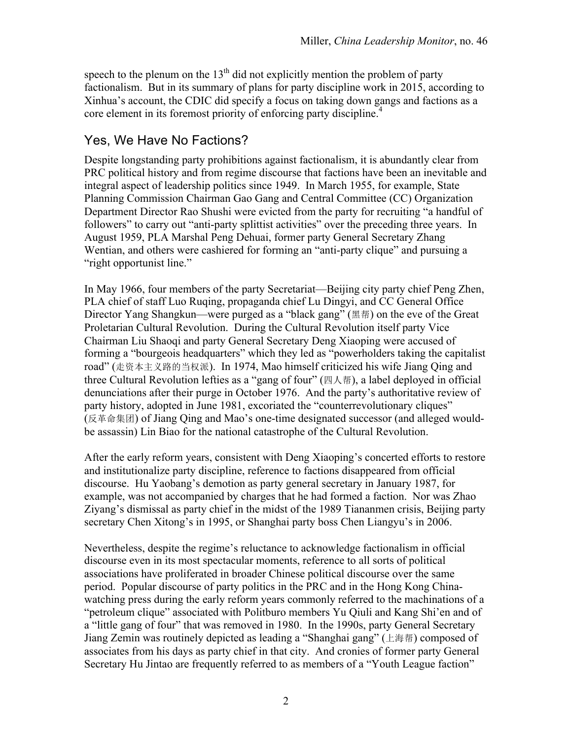speech to the plenum on the 13th did not explicitly mention the problem of party factionalism. But in its summary of plans for party discipline work in 2015, according to Xinhua's account, the CDIC did specify a focus on taking down gangs and factions as a core element in its foremost priority of enforcing party discipline.[4]

## Yes, We Have No Factions?

Despite longstanding party prohibitions against factionalism, it is abundantly clear from PRC political history and from regime discourse that factions have been an inevitable and integral aspect of leadership politics since 1949. In March 1955, for example, State Planning Commission Chairman Gao Gang and Central Committee (CC) Organization Department Director Rao Shushi were evicted from the party for recruiting "a handful of followers" to carry out "anti-party splittist activities" over the preceding three years. In August 1959, PLA Marshal Peng Dehuai, former party General Secretary Zhang Wentian, and others were cashiered for forming an "anti-party clique" and pursuing a "right opportunist line."

In May 1966, four members of the party Secretariat—Beijing city party chief Peng Zhen, PLA chief of staff Luo Ruqing, propaganda chief Lu Dingyi, and CC General Office Director Yang Shangkun—were purged as a "black gang" (黑帮) on the eve of the Great Proletarian Cultural Revolution. During the Cultural Revolution itself party Vice Chairman Liu Shaoqi and party General Secretary Deng Xiaoping were accused of forming a "bourgeois headquarters" which they led as "powerholders taking the capitalist road" (走资本主义路的当权派). In 1974, Mao himself criticized his wife Jiang Qing and three Cultural Revolution lefties as a "gang of four" (四人帮), a label deployed in official denunciations after their purge in October 1976. And the party's authoritative review of party history, adopted in June 1981, excoriated the "counterrevolutionary cliques" (反革命集团) of Jiang Qing and Mao's one-time designated successor (and alleged would-be assassin) Lin Biao for the national catastrophe of the Cultural Revolution.

After the early reform years, consistent with Deng Xiaoping's concerted efforts to restore and institutionalize party discipline, reference to factions disappeared from official discourse. Hu Yaobang's demotion as party general secretary in January 1987, for example, was not accompanied by charges that he had formed a faction. Nor was Zhao Ziyang's dismissal as party chief in the midst of the 1989 Tiananmen crisis, Beijing party secretary Chen Xitong's in 1995, or Shanghai party boss Chen Liangyu's in 2006.

Nevertheless, despite the regime's reluctance to acknowledge factionalism in official discourse even in its most spectacular moments, reference to all sorts of political associations have proliferated in broader Chinese political discourse over the same period. Popular discourse of party politics in the PRC and in the Hong Kong China-watching press during the early reform years commonly referred to the machinations of a "petroleum clique" associated with Politburo members Yu Qiuli and Kang Shi'en and of a "little gang of four" that was removed in 1980. In the 1990s, party General Secretary Jiang Zemin was routinely depicted as leading a "Shanghai gang" (上海帮) composed of associates from his days as party chief in that city. And cronies of former party General Secretary Hu Jintao are frequently referred to as members of a "Youth League faction"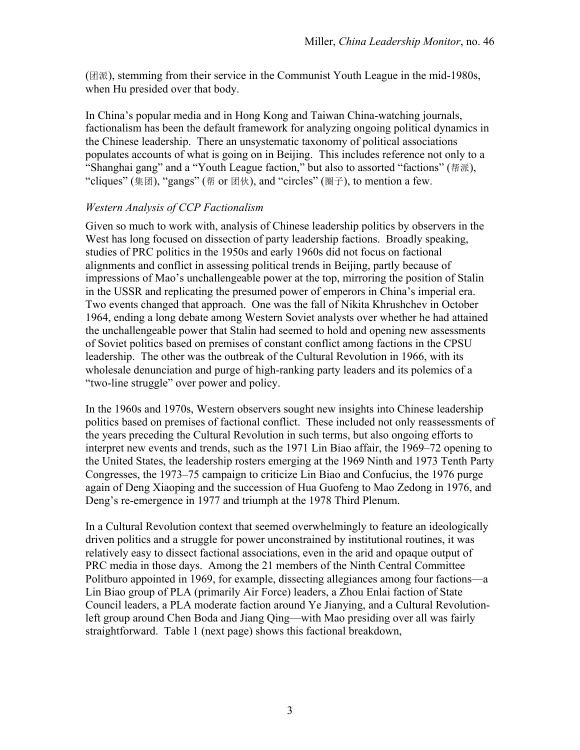(团派), stemming from their service in the Communist Youth League in the mid-1980s, when Hu presided over that body.

In China's popular media and in Hong Kong and Taiwan China-watching journals, factionalism has been the default framework for analyzing ongoing political dynamics in the Chinese leadership. There an unsystematic taxonomy of political associations populates accounts of what is going on in Beijing. This includes reference not only to a "Shanghai gang" and a "Youth League faction," but also to assorted "factions" (帮派), "cliques" (集团), "gangs" (帮 or 团伙), and "circles" (圈子), to mention a few.

### *Western Analysis of CCP Factionalism*

Given so much to work with, analysis of Chinese leadership politics by observers in the West has long focused on dissection of party leadership factions. Broadly speaking, studies of PRC politics in the 1950s and early 1960s did not focus on factional alignments and conflict in assessing political trends in Beijing, partly because of impressions of Mao's unchallengeable power at the top, mirroring the position of Stalin in the USSR and replicating the presumed power of emperors in China's imperial era. Two events changed that approach. One was the fall of Nikita Khrushchev in October 1964, ending a long debate among Western Soviet analysts over whether he had attained the unchallengeable power that Stalin had seemed to hold and opening new assessments of Soviet politics based on premises of constant conflict among factions in the CPSU leadership. The other was the outbreak of the Cultural Revolution in 1966, with its wholesale denunciation and purge of high-ranking party leaders and its polemics of a "two-line struggle" over power and policy.

In the 1960s and 1970s, Western observers sought new insights into Chinese leadership politics based on premises of factional conflict. These included not only reassessments of the years preceding the Cultural Revolution in such terms, but also ongoing efforts to interpret new events and trends, such as the 1971 Lin Biao affair, the 1969–72 opening to the United States, the leadership rosters emerging at the 1969 Ninth and 1973 Tenth Party Congresses, the 1973–75 campaign to criticize Lin Biao and Confucius, the 1976 purge again of Deng Xiaoping and the succession of Hua Guofeng to Mao Zedong in 1976, and Deng's re-emergence in 1977 and triumph at the 1978 Third Plenum.

In a Cultural Revolution context that seemed overwhelmingly to feature an ideologically driven politics and a struggle for power unconstrained by institutional routines, it was relatively easy to dissect factional associations, even in the arid and opaque output of PRC media in those days. Among the 21 members of the Ninth Central Committee Politburo appointed in 1969, for example, dissecting allegiances among four factions—a Lin Biao group of PLA (primarily Air Force) leaders, a Zhou Enlai faction of State Council leaders, a PLA moderate faction around Ye Jianying, and a Cultural Revolution-left group around Chen Boda and Jiang Qing—with Mao presiding over all was fairly straightforward. Table 1 (next page) shows this factional breakdown,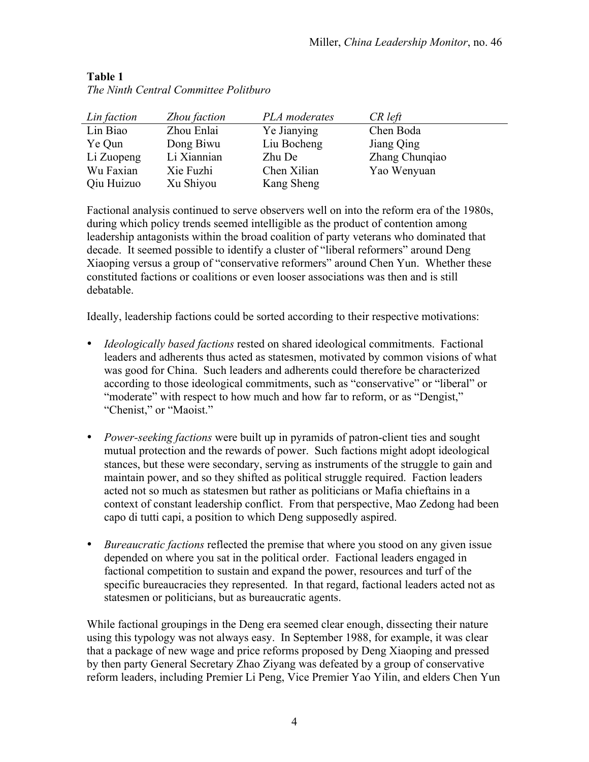**Table 1**
*The Ninth Central Committee Politburo*

| *Lin faction* | *Zhou faction* | *PLA moderates* | *CR left* |
|---|---|---|---|
| Lin Biao | Zhou Enlai | Ye Jianying | Chen Boda |
| Ye Qun | Dong Biwu | Liu Bocheng | Jiang Qing |
| Li Zuopeng | Li Xiannian | Zhu De | Zhang Chunqiao |
| Wu Faxian | Xie Fuzhi | Chen Xilian | Yao Wenyuan |
| Qiu Huizuo | Xu Shiyou | Kang Sheng | |

Factional analysis continued to serve observers well on into the reform era of the 1980s, during which policy trends seemed intelligible as the product of contention among leadership antagonists within the broad coalition of party veterans who dominated that decade. It seemed possible to identify a cluster of "liberal reformers" around Deng Xiaoping versus a group of "conservative reformers" around Chen Yun. Whether these constituted factions or coalitions or even looser associations was then and is still debatable.

Ideally, leadership factions could be sorted according to their respective motivations:

- *Ideologically based factions* rested on shared ideological commitments. Factional leaders and adherents thus acted as statesmen, motivated by common visions of what was good for China. Such leaders and adherents could therefore be characterized according to those ideological commitments, such as "conservative" or "liberal" or "moderate" with respect to how much and how far to reform, or as "Dengist," "Chenist," or "Maoist."

- *Power-seeking factions* were built up in pyramids of patron-client ties and sought mutual protection and the rewards of power. Such factions might adopt ideological stances, but these were secondary, serving as instruments of the struggle to gain and maintain power, and so they shifted as political struggle required. Faction leaders acted not so much as statesmen but rather as politicians or Mafia chieftains in a context of constant leadership conflict. From that perspective, Mao Zedong had been capo di tutti capi, a position to which Deng supposedly aspired.

- *Bureaucratic factions* reflected the premise that where you stood on any given issue depended on where you sat in the political order. Factional leaders engaged in factional competition to sustain and expand the power, resources and turf of the specific bureaucracies they represented. In that regard, factional leaders acted not as statesmen or politicians, but as bureaucratic agents.

While factional groupings in the Deng era seemed clear enough, dissecting their nature using this typology was not always easy. In September 1988, for example, it was clear that a package of new wage and price reforms proposed by Deng Xiaoping and pressed by then party General Secretary Zhao Ziyang was defeated by a group of conservative reform leaders, including Premier Li Peng, Vice Premier Yao Yilin, and elders Chen Yun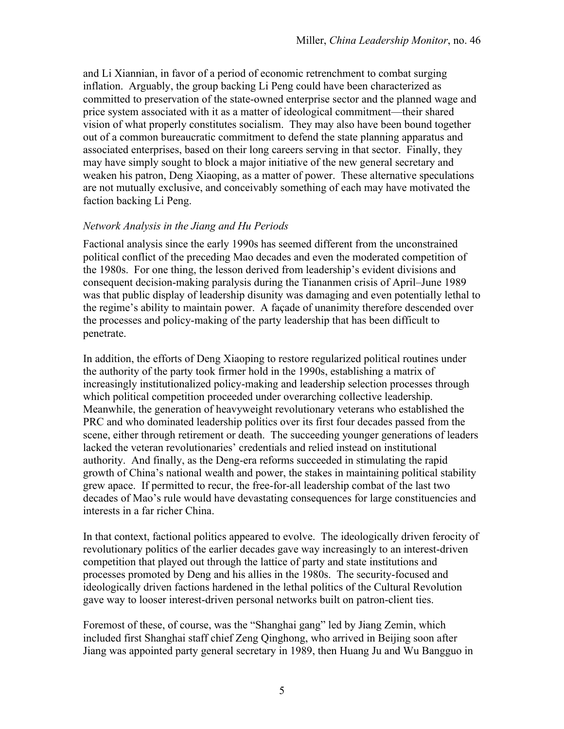and Li Xiannian, in favor of a period of economic retrenchment to combat surging inflation. Arguably, the group backing Li Peng could have been characterized as committed to preservation of the state-owned enterprise sector and the planned wage and price system associated with it as a matter of ideological commitment—their shared vision of what properly constitutes socialism. They may also have been bound together out of a common bureaucratic commitment to defend the state planning apparatus and associated enterprises, based on their long careers serving in that sector. Finally, they may have simply sought to block a major initiative of the new general secretary and weaken his patron, Deng Xiaoping, as a matter of power. These alternative speculations are not mutually exclusive, and conceivably something of each may have motivated the faction backing Li Peng.

### *Network Analysis in the Jiang and Hu Periods*

Factional analysis since the early 1990s has seemed different from the unconstrained political conflict of the preceding Mao decades and even the moderated competition of the 1980s. For one thing, the lesson derived from leadership's evident divisions and consequent decision-making paralysis during the Tiananmen crisis of April–June 1989 was that public display of leadership disunity was damaging and even potentially lethal to the regime's ability to maintain power. A façade of unanimity therefore descended over the processes and policy-making of the party leadership that has been difficult to penetrate.

In addition, the efforts of Deng Xiaoping to restore regularized political routines under the authority of the party took firmer hold in the 1990s, establishing a matrix of increasingly institutionalized policy-making and leadership selection processes through which political competition proceeded under overarching collective leadership. Meanwhile, the generation of heavyweight revolutionary veterans who established the PRC and who dominated leadership politics over its first four decades passed from the scene, either through retirement or death. The succeeding younger generations of leaders lacked the veteran revolutionaries' credentials and relied instead on institutional authority. And finally, as the Deng-era reforms succeeded in stimulating the rapid growth of China's national wealth and power, the stakes in maintaining political stability grew apace. If permitted to recur, the free-for-all leadership combat of the last two decades of Mao's rule would have devastating consequences for large constituencies and interests in a far richer China.

In that context, factional politics appeared to evolve. The ideologically driven ferocity of revolutionary politics of the earlier decades gave way increasingly to an interest-driven competition that played out through the lattice of party and state institutions and processes promoted by Deng and his allies in the 1980s. The security-focused and ideologically driven factions hardened in the lethal politics of the Cultural Revolution gave way to looser interest-driven personal networks built on patron-client ties.

Foremost of these, of course, was the "Shanghai gang" led by Jiang Zemin, which included first Shanghai staff chief Zeng Qinghong, who arrived in Beijing soon after Jiang was appointed party general secretary in 1989, then Huang Ju and Wu Bangguo in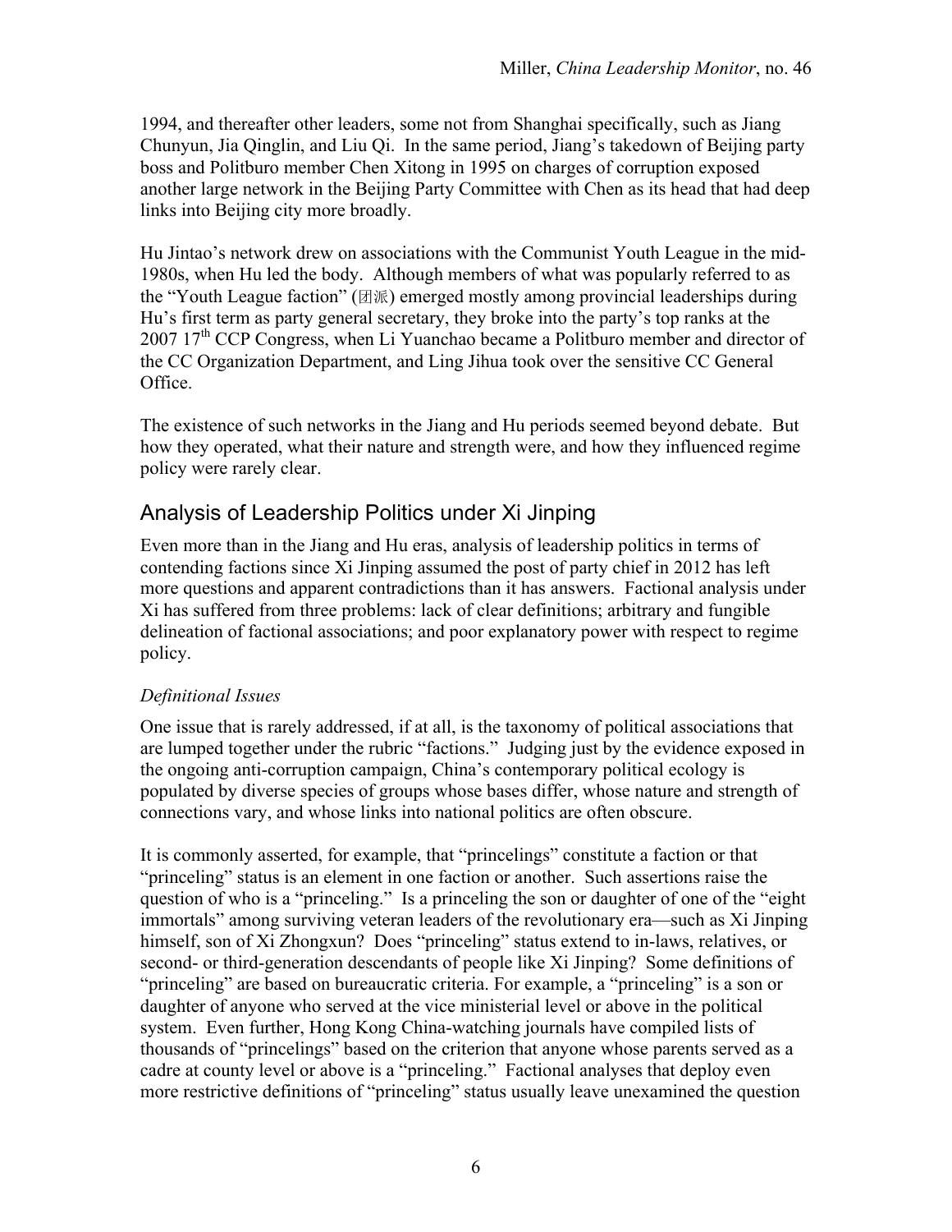1994, and thereafter other leaders, some not from Shanghai specifically, such as Jiang Chunyun, Jia Qinglin, and Liu Qi. In the same period, Jiang's takedown of Beijing party boss and Politburo member Chen Xitong in 1995 on charges of corruption exposed another large network in the Beijing Party Committee with Chen as its head that had deep links into Beijing city more broadly.

Hu Jintao's network drew on associations with the Communist Youth League in the mid-1980s, when Hu led the body. Although members of what was popularly referred to as the "Youth League faction" (团派) emerged mostly among provincial leaderships during Hu's first term as party general secretary, they broke into the party's top ranks at the 2007 17th CCP Congress, when Li Yuanchao became a Politburo member and director of the CC Organization Department, and Ling Jihua took over the sensitive CC General Office.

The existence of such networks in the Jiang and Hu periods seemed beyond debate. But how they operated, what their nature and strength were, and how they influenced regime policy were rarely clear.

## Analysis of Leadership Politics under Xi Jinping

Even more than in the Jiang and Hu eras, analysis of leadership politics in terms of contending factions since Xi Jinping assumed the post of party chief in 2012 has left more questions and apparent contradictions than it has answers. Factional analysis under Xi has suffered from three problems: lack of clear definitions; arbitrary and fungible delineation of factional associations; and poor explanatory power with respect to regime policy.

### *Definitional Issues*

One issue that is rarely addressed, if at all, is the taxonomy of political associations that are lumped together under the rubric "factions." Judging just by the evidence exposed in the ongoing anti-corruption campaign, China's contemporary political ecology is populated by diverse species of groups whose bases differ, whose nature and strength of connections vary, and whose links into national politics are often obscure.

It is commonly asserted, for example, that "princelings" constitute a faction or that "princeling" status is an element in one faction or another. Such assertions raise the question of who is a "princeling." Is a princeling the son or daughter of one of the "eight immortals" among surviving veteran leaders of the revolutionary era—such as Xi Jinping himself, son of Xi Zhongxun? Does "princeling" status extend to in-laws, relatives, or second- or third-generation descendants of people like Xi Jinping? Some definitions of "princeling" are based on bureaucratic criteria. For example, a "princeling" is a son or daughter of anyone who served at the vice ministerial level or above in the political system. Even further, Hong Kong China-watching journals have compiled lists of thousands of "princelings" based on the criterion that anyone whose parents served as a cadre at county level or above is a "princeling." Factional analyses that deploy even more restrictive definitions of "princeling" status usually leave unexamined the question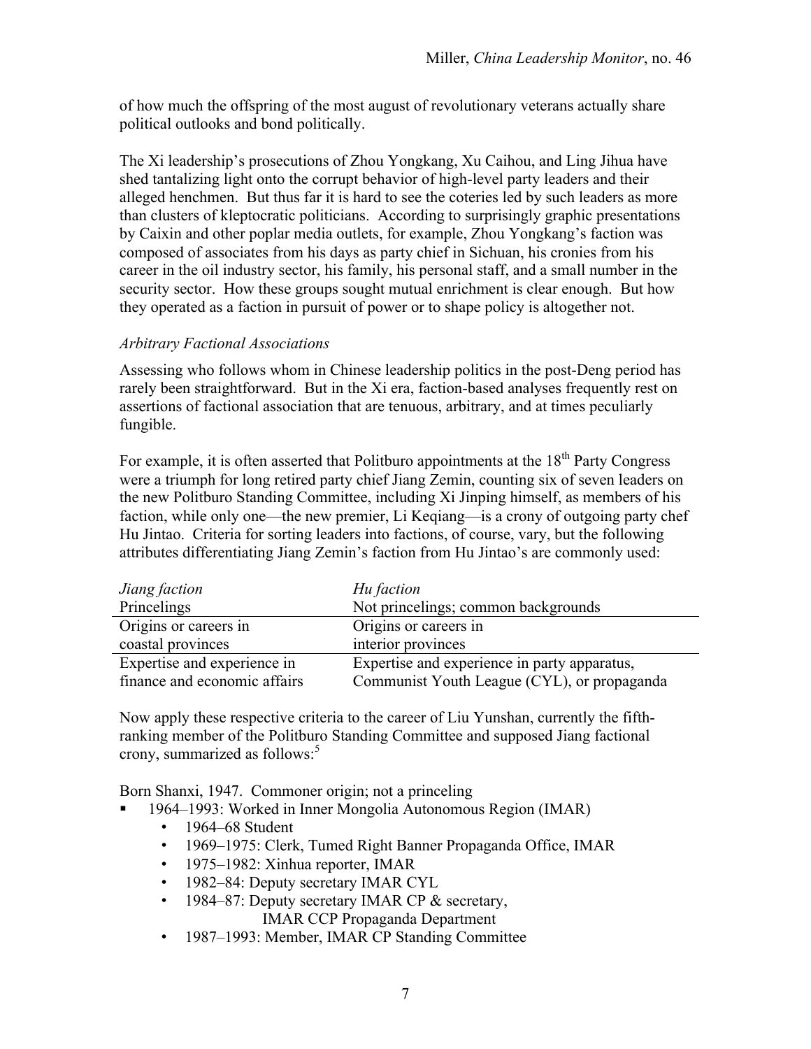of how much the offspring of the most august of revolutionary veterans actually share political outlooks and bond politically.

The Xi leadership's prosecutions of Zhou Yongkang, Xu Caihou, and Ling Jihua have shed tantalizing light onto the corrupt behavior of high-level party leaders and their alleged henchmen. But thus far it is hard to see the coteries led by such leaders as more than clusters of kleptocratic politicians. According to surprisingly graphic presentations by Caixin and other poplar media outlets, for example, Zhou Yongkang's faction was composed of associates from his days as party chief in Sichuan, his cronies from his career in the oil industry sector, his family, his personal staff, and a small number in the security sector. How these groups sought mutual enrichment is clear enough. But how they operated as a faction in pursuit of power or to shape policy is altogether not.

### *Arbitrary Factional Associations*

Assessing who follows whom in Chinese leadership politics in the post-Deng period has rarely been straightforward. But in the Xi era, faction-based analyses frequently rest on assertions of factional association that are tenuous, arbitrary, and at times peculiarly fungible.

For example, it is often asserted that Politburo appointments at the 18th Party Congress were a triumph for long retired party chief Jiang Zemin, counting six of seven leaders on the new Politburo Standing Committee, including Xi Jinping himself, as members of his faction, while only one—the new premier, Li Keqiang—is a crony of outgoing party chef Hu Jintao. Criteria for sorting leaders into factions, of course, vary, but the following attributes differentiating Jiang Zemin's faction from Hu Jintao's are commonly used:

| *Jiang faction* | *Hu faction* |
|---|---|
| Princelings | Not princelings; common backgrounds |
| Origins or careers in coastal provinces | Origins or careers in interior provinces |
| Expertise and experience in finance and economic affairs | Expertise and experience in party apparatus, Communist Youth League (CYL), or propaganda |

Now apply these respective criteria to the career of Liu Yunshan, currently the fifth-ranking member of the Politburo Standing Committee and supposed Jiang factional crony, summarized as follows:[5]

Born Shanxi, 1947. Commoner origin; not a princeling

- 1964–1993: Worked in Inner Mongolia Autonomous Region (IMAR)
  - 1964–68 Student
  - 1969–1975: Clerk, Tumed Right Banner Propaganda Office, IMAR
  - 1975–1982: Xinhua reporter, IMAR
  - 1982–84: Deputy secretary IMAR CYL
  - 1984–87: Deputy secretary IMAR CP & secretary, IMAR CCP Propaganda Department
  - 1987–1993: Member, IMAR CP Standing Committee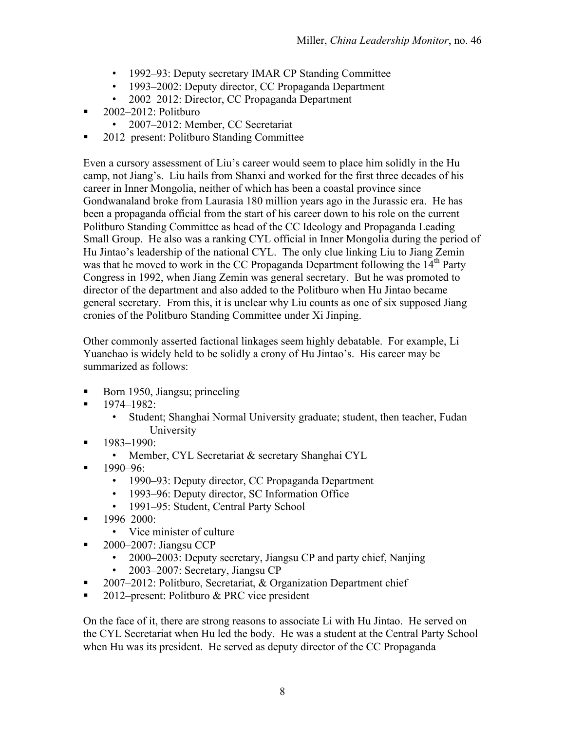- 1992–93: Deputy secretary IMAR CP Standing Committee
- 1993–2002: Deputy director, CC Propaganda Department
- 2002–2012: Director, CC Propaganda Department

- 2002–2012: Politburo
  - 2007–2012: Member, CC Secretariat
- 2012–present: Politburo Standing Committee

Even a cursory assessment of Liu's career would seem to place him solidly in the Hu camp, not Jiang's. Liu hails from Shanxi and worked for the first three decades of his career in Inner Mongolia, neither of which has been a coastal province since Gondwanaland broke from Laurasia 180 million years ago in the Jurassic era. He has been a propaganda official from the start of his career down to his role on the current Politburo Standing Committee as head of the CC Ideology and Propaganda Leading Small Group. He also was a ranking CYL official in Inner Mongolia during the period of Hu Jintao's leadership of the national CYL. The only clue linking Liu to Jiang Zemin was that he moved to work in the CC Propaganda Department following the 14th Party Congress in 1992, when Jiang Zemin was general secretary. But he was promoted to director of the department and also added to the Politburo when Hu Jintao became general secretary. From this, it is unclear why Liu counts as one of six supposed Jiang cronies of the Politburo Standing Committee under Xi Jinping.

Other commonly asserted factional linkages seem highly debatable. For example, Li Yuanchao is widely held to be solidly a crony of Hu Jintao's. His career may be summarized as follows:

- Born 1950, Jiangsu; princeling
- 1974–1982:
  - Student; Shanghai Normal University graduate; student, then teacher, Fudan University
- 1983–1990:
  - Member, CYL Secretariat & secretary Shanghai CYL
- 1990–96:
  - 1990–93: Deputy director, CC Propaganda Department
  - 1993–96: Deputy director, SC Information Office
  - 1991–95: Student, Central Party School
- 1996–2000:
  - Vice minister of culture
- 2000–2007: Jiangsu CCP
  - 2000–2003: Deputy secretary, Jiangsu CP and party chief, Nanjing
  - 2003–2007: Secretary, Jiangsu CP
- 2007–2012: Politburo, Secretariat, & Organization Department chief
- 2012–present: Politburo & PRC vice president

On the face of it, there are strong reasons to associate Li with Hu Jintao. He served on the CYL Secretariat when Hu led the body. He was a student at the Central Party School when Hu was its president. He served as deputy director of the CC Propaganda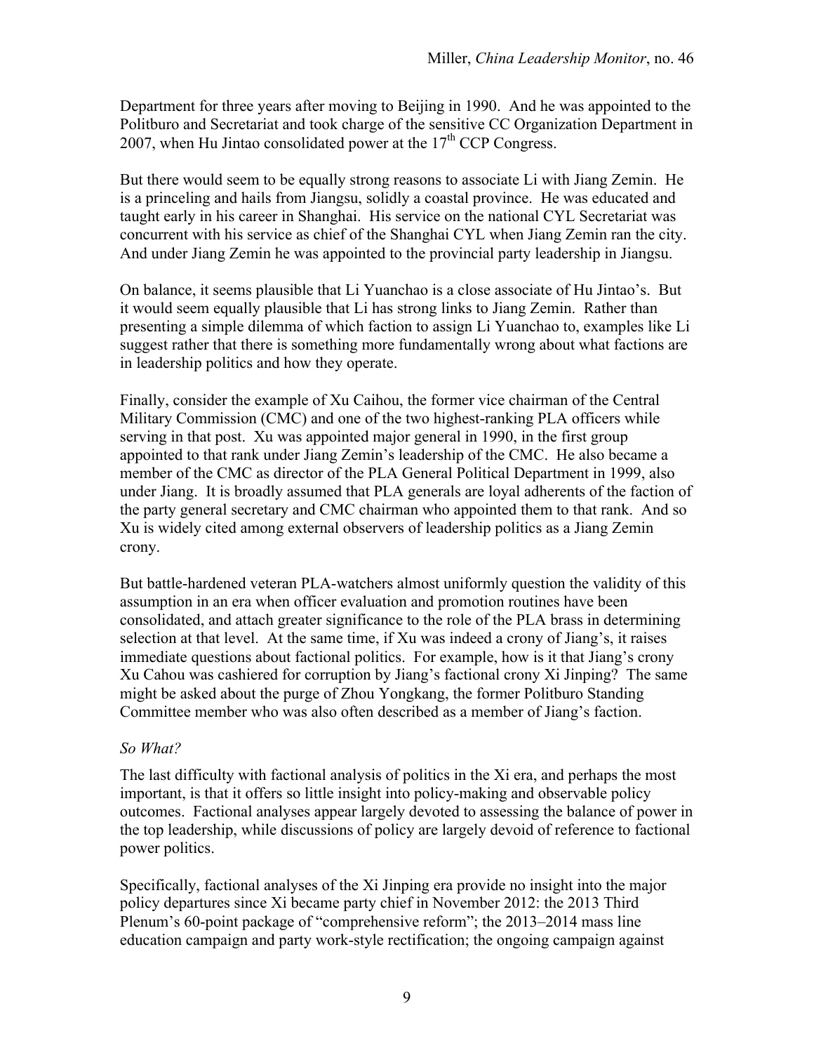Department for three years after moving to Beijing in 1990. And he was appointed to the Politburo and Secretariat and took charge of the sensitive CC Organization Department in 2007, when Hu Jintao consolidated power at the 17th CCP Congress.

But there would seem to be equally strong reasons to associate Li with Jiang Zemin. He is a princeling and hails from Jiangsu, solidly a coastal province. He was educated and taught early in his career in Shanghai. His service on the national CYL Secretariat was concurrent with his service as chief of the Shanghai CYL when Jiang Zemin ran the city. And under Jiang Zemin he was appointed to the provincial party leadership in Jiangsu.

On balance, it seems plausible that Li Yuanchao is a close associate of Hu Jintao's. But it would seem equally plausible that Li has strong links to Jiang Zemin. Rather than presenting a simple dilemma of which faction to assign Li Yuanchao to, examples like Li suggest rather that there is something more fundamentally wrong about what factions are in leadership politics and how they operate.

Finally, consider the example of Xu Caihou, the former vice chairman of the Central Military Commission (CMC) and one of the two highest-ranking PLA officers while serving in that post. Xu was appointed major general in 1990, in the first group appointed to that rank under Jiang Zemin's leadership of the CMC. He also became a member of the CMC as director of the PLA General Political Department in 1999, also under Jiang. It is broadly assumed that PLA generals are loyal adherents of the faction of the party general secretary and CMC chairman who appointed them to that rank. And so Xu is widely cited among external observers of leadership politics as a Jiang Zemin crony.

But battle-hardened veteran PLA-watchers almost uniformly question the validity of this assumption in an era when officer evaluation and promotion routines have been consolidated, and attach greater significance to the role of the PLA brass in determining selection at that level. At the same time, if Xu was indeed a crony of Jiang's, it raises immediate questions about factional politics. For example, how is it that Jiang's crony Xu Cahou was cashiered for corruption by Jiang's factional crony Xi Jinping? The same might be asked about the purge of Zhou Yongkang, the former Politburo Standing Committee member who was also often described as a member of Jiang's faction.

*So What?*

The last difficulty with factional analysis of politics in the Xi era, and perhaps the most important, is that it offers so little insight into policy-making and observable policy outcomes. Factional analyses appear largely devoted to assessing the balance of power in the top leadership, while discussions of policy are largely devoid of reference to factional power politics.

Specifically, factional analyses of the Xi Jinping era provide no insight into the major policy departures since Xi became party chief in November 2012: the 2013 Third Plenum's 60-point package of "comprehensive reform"; the 2013–2014 mass line education campaign and party work-style rectification; the ongoing campaign against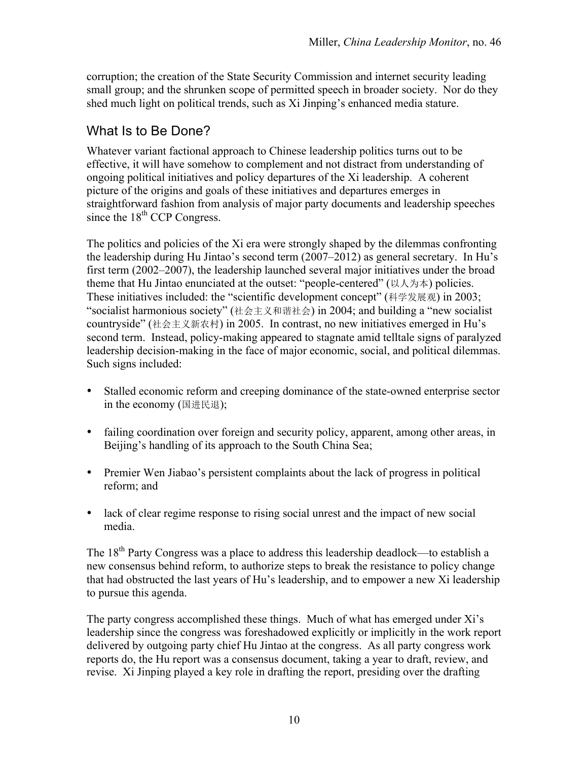corruption; the creation of the State Security Commission and internet security leading small group; and the shrunken scope of permitted speech in broader society. Nor do they shed much light on political trends, such as Xi Jinping's enhanced media stature.

## What Is to Be Done?

Whatever variant factional approach to Chinese leadership politics turns out to be effective, it will have somehow to complement and not distract from understanding of ongoing political initiatives and policy departures of the Xi leadership. A coherent picture of the origins and goals of these initiatives and departures emerges in straightforward fashion from analysis of major party documents and leadership speeches since the 18th CCP Congress.

The politics and policies of the Xi era were strongly shaped by the dilemmas confronting the leadership during Hu Jintao's second term (2007–2012) as general secretary. In Hu's first term (2002–2007), the leadership launched several major initiatives under the broad theme that Hu Jintao enunciated at the outset: "people-centered" (以人为本) policies. These initiatives included: the "scientific development concept" (科学发展观) in 2003; "socialist harmonious society" (社会主义和谐社会) in 2004; and building a "new socialist countryside" (社会主义新农村) in 2005. In contrast, no new initiatives emerged in Hu's second term. Instead, policy-making appeared to stagnate amid telltale signs of paralyzed leadership decision-making in the face of major economic, social, and political dilemmas. Such signs included:

- Stalled economic reform and creeping dominance of the state-owned enterprise sector in the economy (国进民退);
- failing coordination over foreign and security policy, apparent, among other areas, in Beijing's handling of its approach to the South China Sea;
- Premier Wen Jiabao's persistent complaints about the lack of progress in political reform; and
- lack of clear regime response to rising social unrest and the impact of new social media.

The 18th Party Congress was a place to address this leadership deadlock—to establish a new consensus behind reform, to authorize steps to break the resistance to policy change that had obstructed the last years of Hu's leadership, and to empower a new Xi leadership to pursue this agenda.

The party congress accomplished these things. Much of what has emerged under Xi's leadership since the congress was foreshadowed explicitly or implicitly in the work report delivered by outgoing party chief Hu Jintao at the congress. As all party congress work reports do, the Hu report was a consensus document, taking a year to draft, review, and revise. Xi Jinping played a key role in drafting the report, presiding over the drafting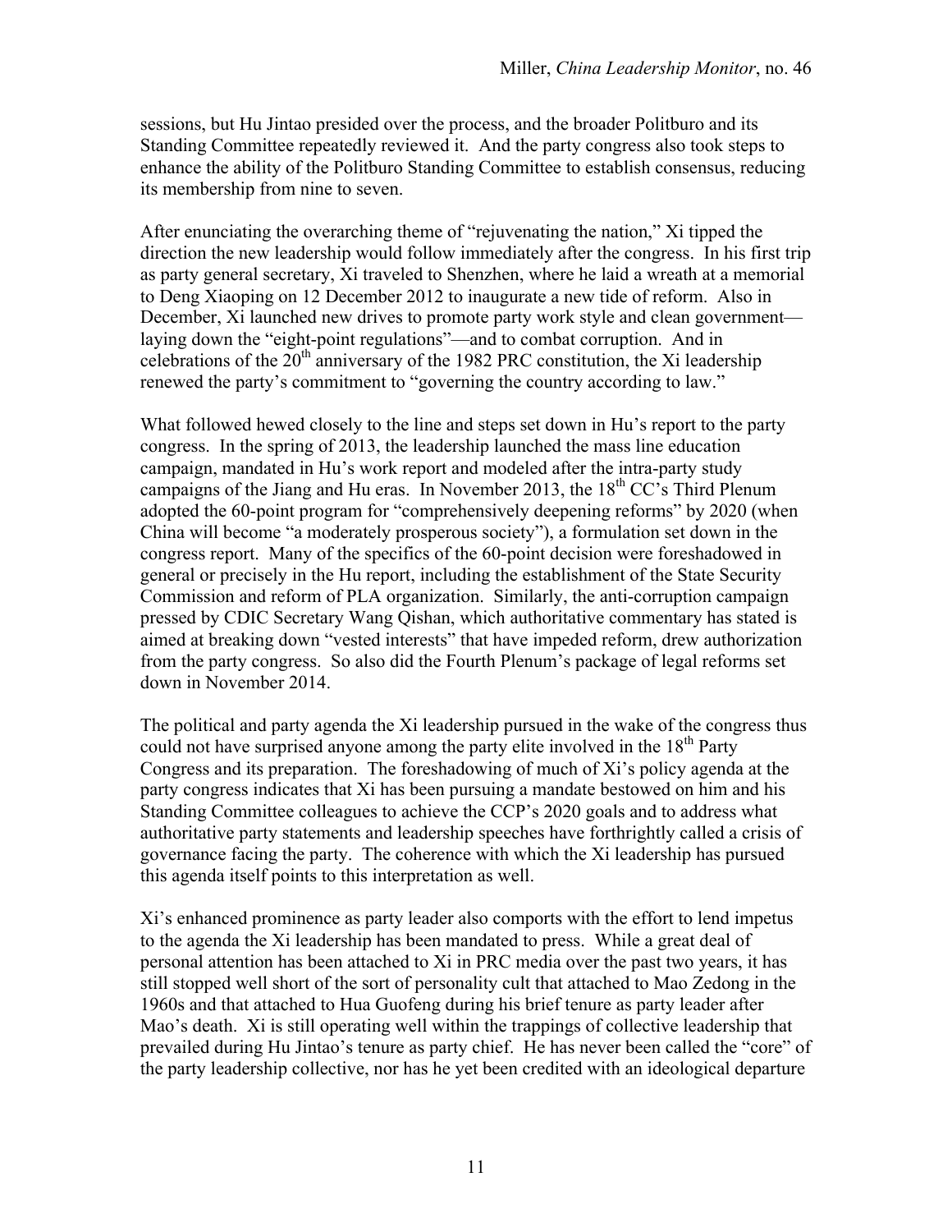sessions, but Hu Jintao presided over the process, and the broader Politburo and its Standing Committee repeatedly reviewed it. And the party congress also took steps to enhance the ability of the Politburo Standing Committee to establish consensus, reducing its membership from nine to seven.

After enunciating the overarching theme of "rejuvenating the nation," Xi tipped the direction the new leadership would follow immediately after the congress. In his first trip as party general secretary, Xi traveled to Shenzhen, where he laid a wreath at a memorial to Deng Xiaoping on 12 December 2012 to inaugurate a new tide of reform. Also in December, Xi launched new drives to promote party work style and clean government—laying down the "eight-point regulations"—and to combat corruption. And in celebrations of the 20th anniversary of the 1982 PRC constitution, the Xi leadership renewed the party's commitment to "governing the country according to law."

What followed hewed closely to the line and steps set down in Hu's report to the party congress. In the spring of 2013, the leadership launched the mass line education campaign, mandated in Hu's work report and modeled after the intra-party study campaigns of the Jiang and Hu eras. In November 2013, the 18th CC's Third Plenum adopted the 60-point program for "comprehensively deepening reforms" by 2020 (when China will become "a moderately prosperous society"), a formulation set down in the congress report. Many of the specifics of the 60-point decision were foreshadowed in general or precisely in the Hu report, including the establishment of the State Security Commission and reform of PLA organization. Similarly, the anti-corruption campaign pressed by CDIC Secretary Wang Qishan, which authoritative commentary has stated is aimed at breaking down "vested interests" that have impeded reform, drew authorization from the party congress. So also did the Fourth Plenum's package of legal reforms set down in November 2014.

The political and party agenda the Xi leadership pursued in the wake of the congress thus could not have surprised anyone among the party elite involved in the 18th Party Congress and its preparation. The foreshadowing of much of Xi's policy agenda at the party congress indicates that Xi has been pursuing a mandate bestowed on him and his Standing Committee colleagues to achieve the CCP's 2020 goals and to address what authoritative party statements and leadership speeches have forthrightly called a crisis of governance facing the party. The coherence with which the Xi leadership has pursued this agenda itself points to this interpretation as well.

Xi's enhanced prominence as party leader also comports with the effort to lend impetus to the agenda the Xi leadership has been mandated to press. While a great deal of personal attention has been attached to Xi in PRC media over the past two years, it has still stopped well short of the sort of personality cult that attached to Mao Zedong in the 1960s and that attached to Hua Guofeng during his brief tenure as party leader after Mao's death. Xi is still operating well within the trappings of collective leadership that prevailed during Hu Jintao's tenure as party chief. He has never been called the "core" of the party leadership collective, nor has he yet been credited with an ideological departure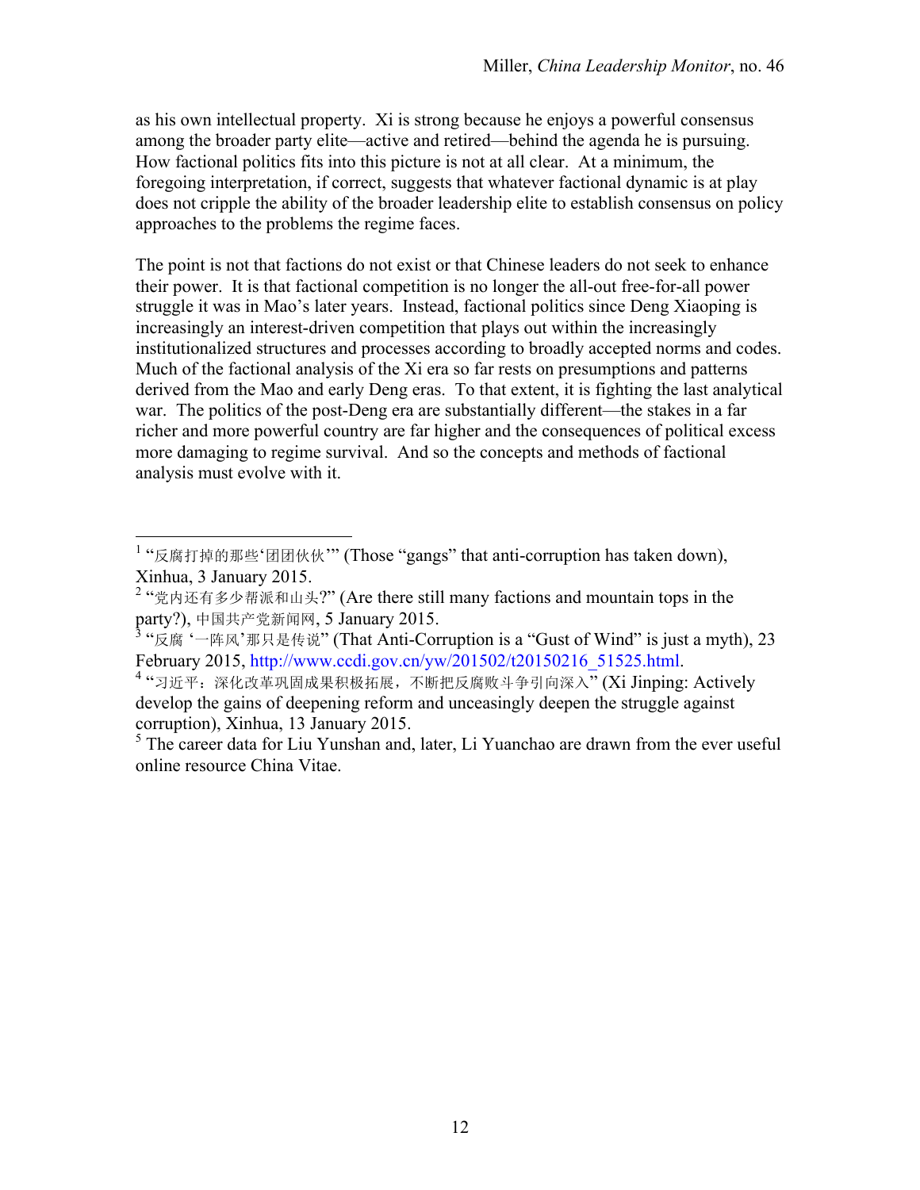as his own intellectual property. Xi is strong because he enjoys a powerful consensus among the broader party elite—active and retired—behind the agenda he is pursuing. How factional politics fits into this picture is not at all clear. At a minimum, the foregoing interpretation, if correct, suggests that whatever factional dynamic is at play does not cripple the ability of the broader leadership elite to establish consensus on policy approaches to the problems the regime faces.

The point is not that factions do not exist or that Chinese leaders do not seek to enhance their power. It is that factional competition is no longer the all-out free-for-all power struggle it was in Mao's later years. Instead, factional politics since Deng Xiaoping is increasingly an interest-driven competition that plays out within the increasingly institutionalized structures and processes according to broadly accepted norms and codes. Much of the factional analysis of the Xi era so far rests on presumptions and patterns derived from the Mao and early Deng eras. To that extent, it is fighting the last analytical war. The politics of the post-Deng era are substantially different—the stakes in a far richer and more powerful country are far higher and the consequences of political excess more damaging to regime survival. And so the concepts and methods of factional analysis must evolve with it.

---

[1] "反腐打掉的那些'团团伙伙'" (Those "gangs" that anti-corruption has taken down), Xinhua, 3 January 2015.

[2] "党内还有多少帮派和山头?" (Are there still many factions and mountain tops in the party?), 中国共产党新闻网, 5 January 2015.

[3] "反腐 '一阵风'那只是传说" (That Anti-Corruption is a "Gust of Wind" is just a myth), 23 February 2015, http://www.ccdi.gov.cn/yw/201502/t20150216_51525.html.

[4] "习近平：深化改革巩固成果积极拓展，不断把反腐败斗争引向深入" (Xi Jinping: Actively develop the gains of deepening reform and unceasingly deepen the struggle against corruption), Xinhua, 13 January 2015.

[5] The career data for Liu Yunshan and, later, Li Yuanchao are drawn from the ever useful online resource China Vitae.